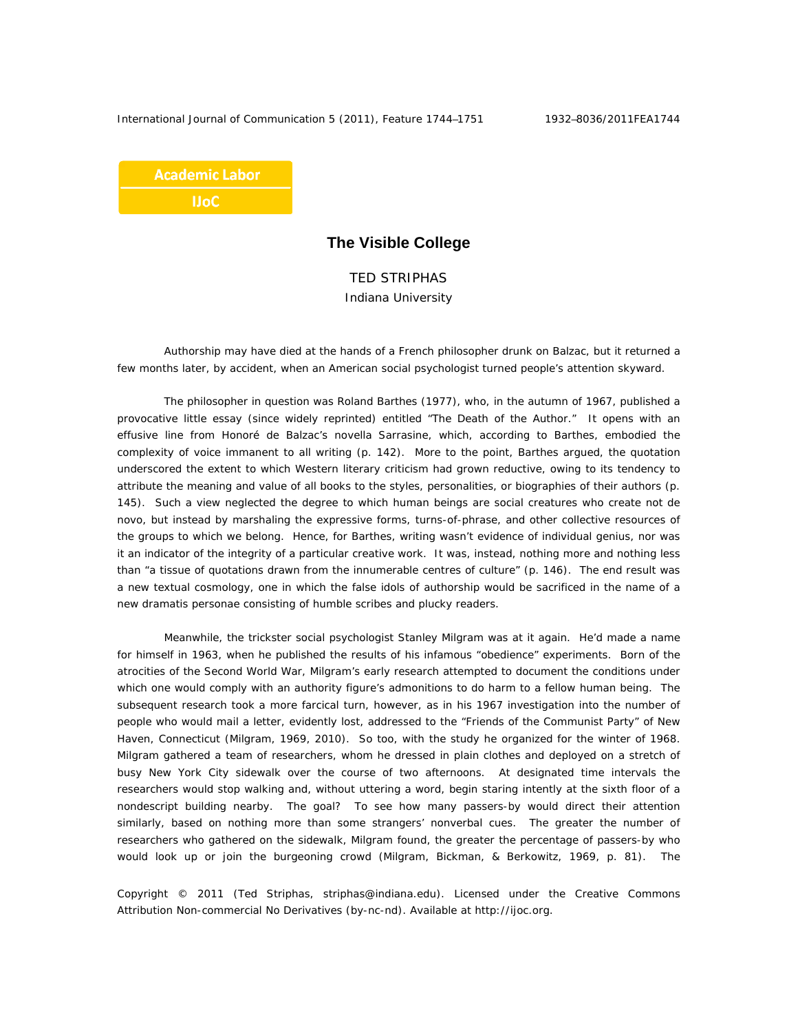Academic Labor
IJoC

# The Visible College

TED STRIPHAS
Indiana University

Authorship may have died at the hands of a French philosopher drunk on Balzac, but it returned a few months later, by accident, when an American social psychologist turned people's attention skyward.

The philosopher in question was Roland Barthes (1977), who, in the autumn of 1967, published a provocative little essay (since widely reprinted) entitled "The Death of the Author." It opens with an effusive line from Honoré de Balzac's novella *Sarrasine*, which, according to Barthes, embodied the complexity of voice immanent to all writing (p. 142). More to the point, Barthes argued, the quotation underscored the extent to which Western literary criticism had grown reductive, owing to its tendency to attribute the meaning and value of all books to the styles, personalities, or biographies of their authors (p. 145). Such a view neglected the degree to which human beings are social creatures who create not *de novo*, but instead by marshaling the expressive forms, turns-of-phrase, and other collective resources of the groups to which we belong. Hence, for Barthes, writing wasn't evidence of individual genius, nor was it an indicator of the integrity of a particular creative work. It was, instead, nothing more and nothing less than "a tissue of quotations drawn from the innumerable centres of culture" (p. 146). The end result was a new textual cosmology, one in which the false idols of authorship would be sacrificed in the name of a new *dramatis personae* consisting of humble scribes and plucky readers.

Meanwhile, the trickster social psychologist Stanley Milgram was at it again. He'd made a name for himself in 1963, when he published the results of his infamous "obedience" experiments. Born of the atrocities of the Second World War, Milgram's early research attempted to document the conditions under which one would comply with an authority figure's admonitions to do harm to a fellow human being. The subsequent research took a more farcical turn, however, as in his 1967 investigation into the number of people who would mail a letter, evidently lost, addressed to the "Friends of the Communist Party" of New Haven, Connecticut (Milgram, 1969, 2010). So too, with the study he organized for the winter of 1968. Milgram gathered a team of researchers, whom he dressed in plain clothes and deployed on a stretch of busy New York City sidewalk over the course of two afternoons. At designated time intervals the researchers would stop walking and, without uttering a word, begin staring intently at the sixth floor of a nondescript building nearby. The goal? To see how many passers-by would direct their attention similarly, based on nothing more than some strangers' nonverbal cues. The greater the number of researchers who gathered on the sidewalk, Milgram found, the greater the percentage of passers-by who would look up or join the burgeoning crowd (Milgram, Bickman, & Berkowitz, 1969, p. 81). The

Copyright © 2011 (Ted Striphas, striphas@indiana.edu). Licensed under the Creative Commons Attribution Non-commercial No Derivatives (by-nc-nd). Available at http://ijoc.org.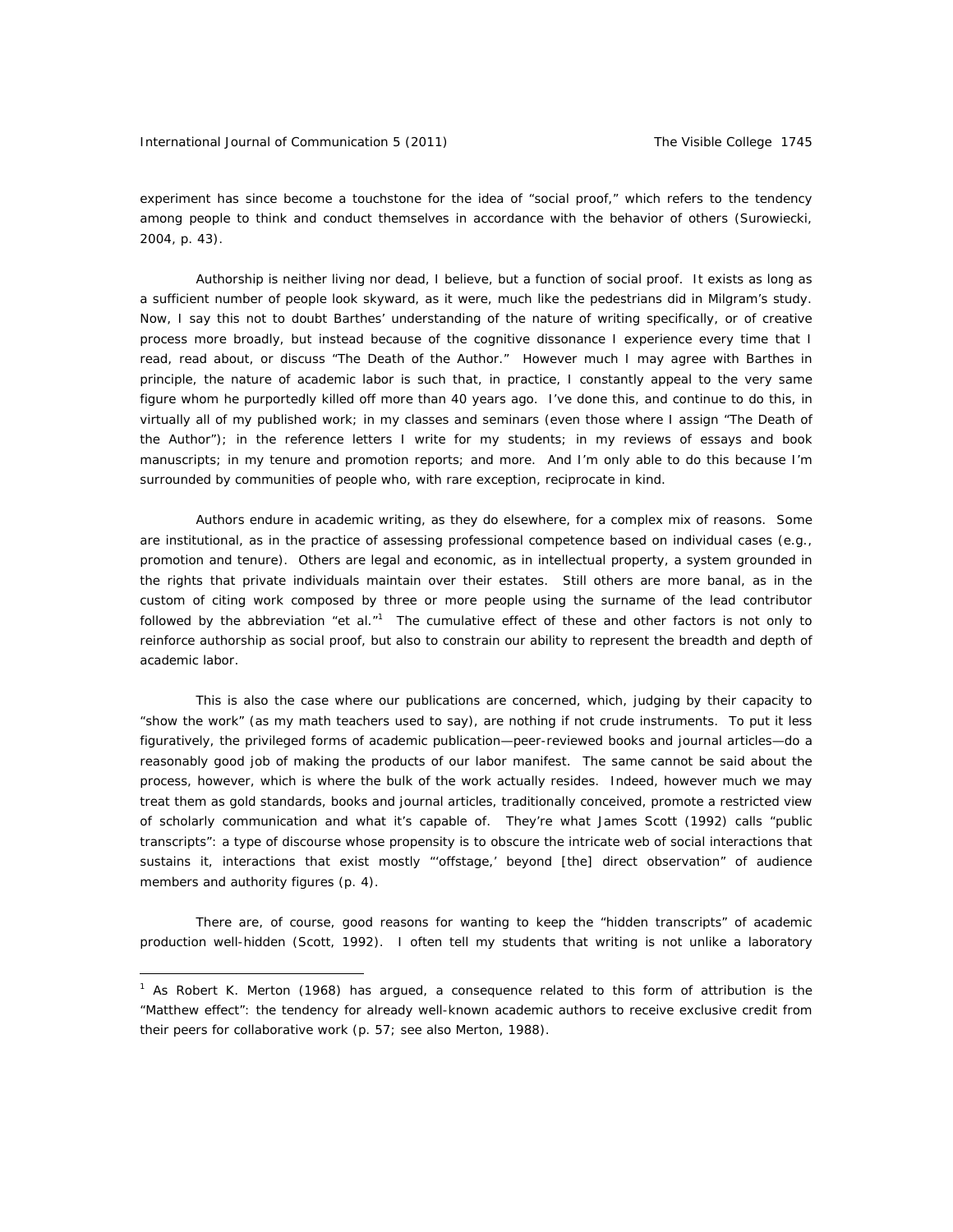experiment has since become a touchstone for the idea of "social proof," which refers to the tendency among people to think and conduct themselves in accordance with the behavior of others (Surowiecki, 2004, p. 43).

Authorship is neither living nor dead, I believe, but a function of social proof. It exists as long as a sufficient number of people look skyward, as it were, much like the pedestrians did in Milgram's study. Now, I say this not to doubt Barthes' understanding of the nature of writing specifically, or of creative process more broadly, but instead because of the cognitive dissonance I experience every time that I read, read about, or discuss "The Death of the Author." However much I may agree with Barthes in principle, the nature of academic labor is such that, in practice, I constantly appeal to the very same figure whom he purportedly killed off more than 40 years ago. I've done this, and continue to do this, in virtually all of my published work; in my classes and seminars (even those where I assign "The Death of the Author"); in the reference letters I write for my students; in my reviews of essays and book manuscripts; in my tenure and promotion reports; and more. And I'm only able to do this because I'm surrounded by communities of people who, with rare exception, reciprocate in kind.

Authors endure in academic writing, as they do elsewhere, for a complex mix of reasons. Some are institutional, as in the practice of assessing professional competence based on individual cases (e.g., promotion and tenure). Others are legal and economic, as in intellectual property, a system grounded in the rights that private individuals maintain over their estates. Still others are more banal, as in the custom of citing work composed by three or more people using the surname of the lead contributor followed by the abbreviation "et al."[1] The cumulative effect of these and other factors is not only to reinforce authorship as social proof, but also to constrain our ability to represent the breadth and depth of academic labor.

This is also the case where our publications are concerned, which, judging by their capacity to "show the work" (as my math teachers used to say), are nothing if not crude instruments. To put it less figuratively, the privileged forms of academic publication—peer-reviewed books and journal articles—do a reasonably good job of making the products of our labor manifest. The same cannot be said about the process, however, which is where the bulk of the work actually resides. Indeed, however much we may treat them as gold standards, books and journal articles, traditionally conceived, promote a restricted view of scholarly communication and what it's capable of. They're what James Scott (1992) calls "public transcripts": a type of discourse whose propensity is to obscure the intricate web of social interactions that sustains it, interactions that exist mostly "'offstage,' beyond [the] direct observation" of audience members and authority figures (p. 4).

There are, of course, good reasons for wanting to keep the "hidden transcripts" of academic production well-hidden (Scott, 1992). I often tell my students that writing is not unlike a laboratory

---

[1] As Robert K. Merton (1968) has argued, a consequence related to this form of attribution is the "Matthew effect": the tendency for already well-known academic authors to receive exclusive credit from their peers for collaborative work (p. 57; see also Merton, 1988).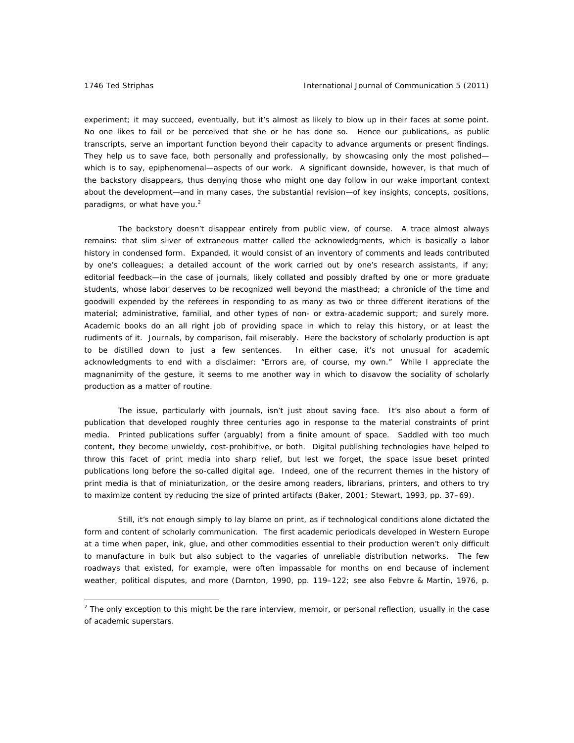experiment; it may succeed, eventually, but it's almost as likely to blow up in their faces at some point. No one likes to fail or be perceived that she or he has done so. Hence our publications, as public transcripts, serve an important function beyond their capacity to advance arguments or present findings. They help us to save face, both personally and professionally, by showcasing only the most polished—which is to say, epiphenomenal—aspects of our work. A significant downside, however, is that much of the backstory disappears, thus denying those who might one day follow in our wake important context about the development—and in many cases, the substantial revision—of key insights, concepts, positions, paradigms, or what have you.[2]

The backstory doesn't disappear entirely from public view, of course. A trace almost always remains: that slim sliver of extraneous matter called the acknowledgments, which is basically a labor history in condensed form. Expanded, it would consist of an inventory of comments and leads contributed by one's colleagues; a detailed account of the work carried out by one's research assistants, if any; editorial feedback—in the case of journals, likely collated and possibly drafted by one or more graduate students, whose labor deserves to be recognized well beyond the masthead; a chronicle of the time and goodwill expended by the referees in responding to as many as two or three different iterations of the material; administrative, familial, and other types of non- or extra-academic support; and surely more. Academic books do an all right job of providing space in which to relay this history, or at least the rudiments of it. Journals, by comparison, fail miserably. Here the backstory of scholarly production is apt to be distilled down to just a few sentences. In either case, it's not unusual for academic acknowledgments to end with a disclaimer: "Errors are, of course, my own." While I appreciate the magnanimity of the gesture, it seems to me another way in which to disavow the sociality of scholarly production as a matter of routine.

The issue, particularly with journals, isn't just about saving face. It's also about a form of publication that developed roughly three centuries ago in response to the material constraints of print media. Printed publications suffer (arguably) from a finite amount of space. Saddled with too much content, they become unwieldy, cost-prohibitive, or both. Digital publishing technologies have helped to throw this facet of print media into sharp relief, but lest we forget, the space issue beset printed publications long before the so-called digital age. Indeed, one of the recurrent themes in the history of print media is that of miniaturization, or the desire among readers, librarians, printers, and others to try to maximize content by reducing the size of printed artifacts (Baker, 2001; Stewart, 1993, pp. 37–69).

Still, it's not enough simply to lay blame on print, as if technological conditions alone dictated the form and content of scholarly communication. The first academic periodicals developed in Western Europe at a time when paper, ink, glue, and other commodities essential to their production weren't only difficult to manufacture in bulk but also subject to the vagaries of unreliable distribution networks. The few roadways that existed, for example, were often impassable for months on end because of inclement weather, political disputes, and more (Darnton, 1990, pp. 119–122; see also Febvre & Martin, 1976, p.

[2] The only exception to this might be the rare interview, memoir, or personal reflection, usually in the case of academic superstars.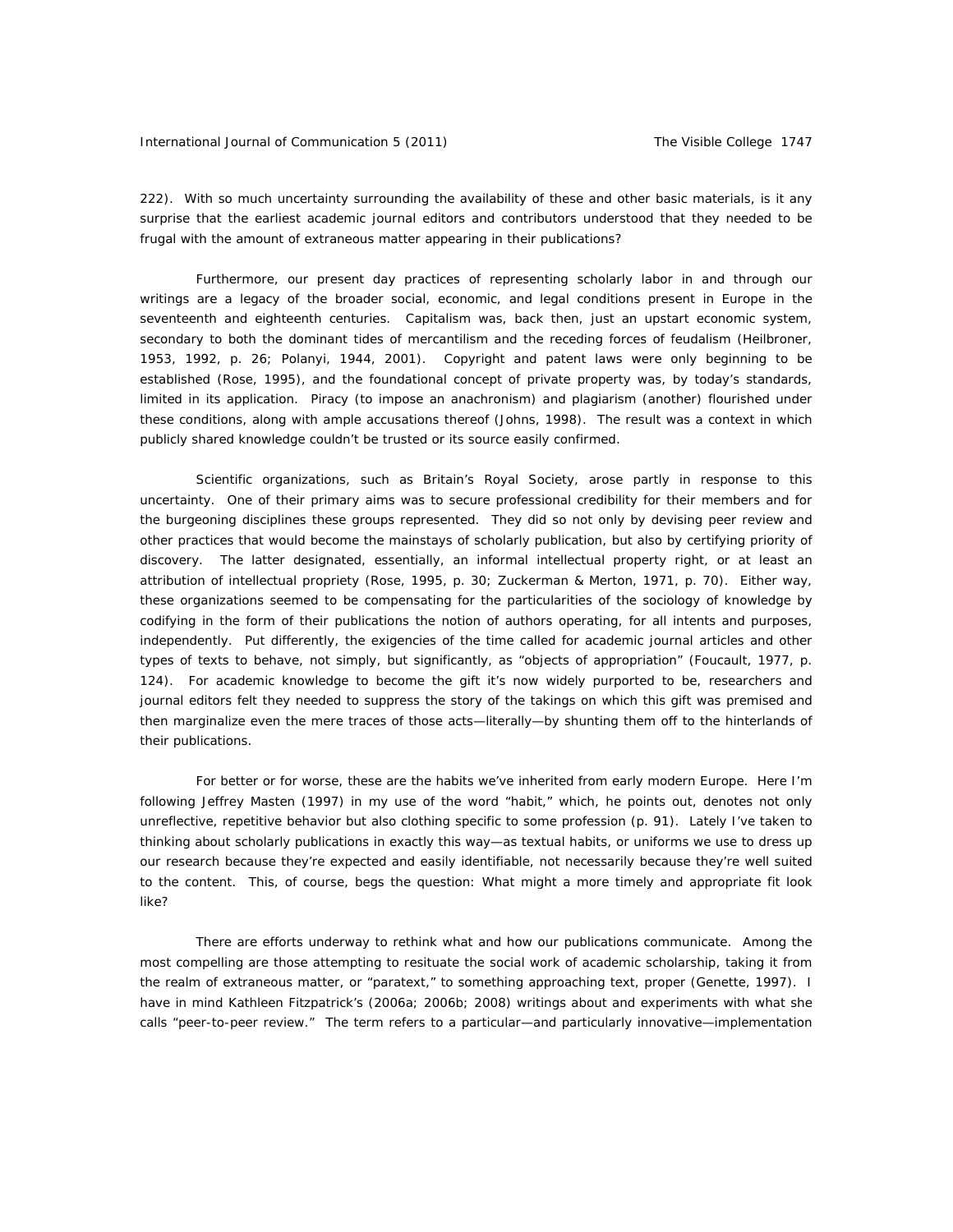222). With so much uncertainty surrounding the availability of these and other basic materials, is it any surprise that the earliest academic journal editors and contributors understood that they needed to be frugal with the amount of extraneous matter appearing in their publications?

Furthermore, our present day practices of representing scholarly labor in and through our writings are a legacy of the broader social, economic, and legal conditions present in Europe in the seventeenth and eighteenth centuries. Capitalism was, back then, just an upstart economic system, secondary to both the dominant tides of mercantilism and the receding forces of feudalism (Heilbroner, 1953, 1992, p. 26; Polanyi, 1944, 2001). Copyright and patent laws were only beginning to be established (Rose, 1995), and the foundational concept of private property was, by today's standards, limited in its application. Piracy (to impose an anachronism) and plagiarism (another) flourished under these conditions, along with ample accusations thereof (Johns, 1998). The result was a context in which publicly shared knowledge couldn't be trusted or its source easily confirmed.

Scientific organizations, such as Britain's Royal Society, arose partly in response to this uncertainty. One of their primary aims was to secure professional credibility for their members and for the burgeoning disciplines these groups represented. They did so not only by devising peer review and other practices that would become the mainstays of scholarly publication, but also by certifying priority of discovery. The latter designated, essentially, an informal intellectual property right, or at least an attribution of intellectual propriety (Rose, 1995, p. 30; Zuckerman & Merton, 1971, p. 70). Either way, these organizations seemed to be compensating for the particularities of the sociology of knowledge by codifying in the form of their publications the notion of authors operating, for all intents and purposes, independently. Put differently, the exigencies of the time called for academic journal articles and other types of texts to behave, not simply, but significantly, as "objects of appropriation" (Foucault, 1977, p. 124). For academic knowledge to become the gift it's now widely purported to be, researchers and journal editors felt they needed to suppress the story of the takings on which this gift was premised and then marginalize even the mere traces of those acts—literally—by shunting them off to the hinterlands of their publications.

For better or for worse, these are the habits we've inherited from early modern Europe. Here I'm following Jeffrey Masten (1997) in my use of the word "habit," which, he points out, denotes not only unreflective, repetitive behavior but also clothing specific to some profession (p. 91). Lately I've taken to thinking about scholarly publications in exactly this way—as textual habits, or uniforms we use to dress up our research because they're expected and easily identifiable, not necessarily because they're well suited to the content. This, of course, begs the question: What might a more timely and appropriate fit look like?

There are efforts underway to rethink what and how our publications communicate. Among the most compelling are those attempting to resituate the social work of academic scholarship, taking it from the realm of extraneous matter, or "paratext," to something approaching text, proper (Genette, 1997). I have in mind Kathleen Fitzpatrick's (2006a; 2006b; 2008) writings about and experiments with what she calls "peer-to-peer review." The term refers to a particular—and particularly innovative—implementation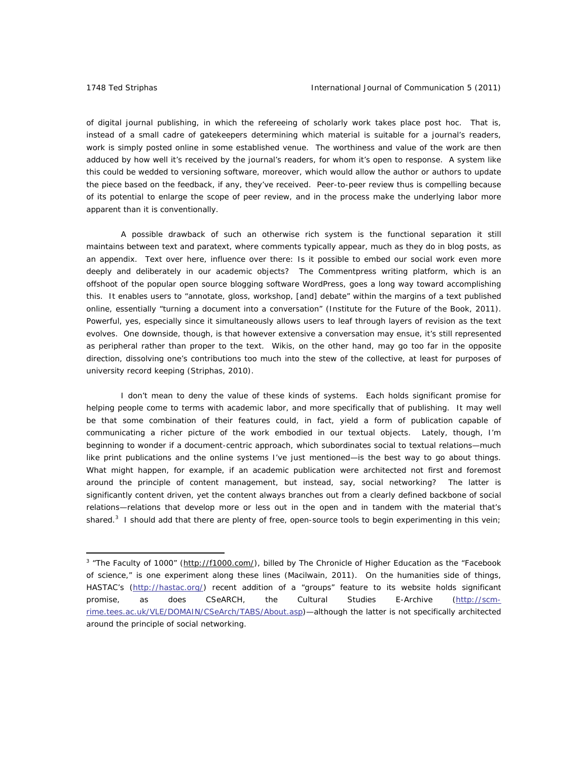of digital journal publishing, in which the refereeing of scholarly work takes place post hoc. That is, instead of a small cadre of gatekeepers determining which material is suitable for a journal's readers, work is simply posted online in some established venue. The worthiness and value of the work are then adduced by how well it's received by the journal's readers, for whom it's open to response. A system like this could be wedded to versioning software, moreover, which would allow the author or authors to update the piece based on the feedback, if any, they've received. Peer-to-peer review thus is compelling because of its potential to enlarge the scope of peer review, and in the process make the underlying labor more apparent than it is conventionally.

A possible drawback of such an otherwise rich system is the functional separation it still maintains between text and paratext, where comments typically appear, much as they do in blog posts, as an appendix. Text over here, influence over there: Is it possible to embed our social work even more deeply and deliberately in our academic objects? The Commentpress writing platform, which is an offshoot of the popular open source blogging software WordPress, goes a long way toward accomplishing this. It enables users to "annotate, gloss, workshop, [and] debate" within the margins of a text published online, essentially "turning a document into a conversation" (Institute for the Future of the Book, 2011). Powerful, yes, especially since it simultaneously allows users to leaf through layers of revision as the text evolves. One downside, though, is that however extensive a conversation may ensue, it's still represented as peripheral rather than proper to the text. Wikis, on the other hand, may go too far in the opposite direction, dissolving one's contributions too much into the stew of the collective, at least for purposes of university record keeping (Striphas, 2010).

I don't mean to deny the value of these kinds of systems. Each holds significant promise for helping people come to terms with academic labor, and more specifically that of publishing. It may well be that some combination of their features could, in fact, yield a form of publication capable of communicating a richer picture of the work embodied in our textual objects. Lately, though, I'm beginning to wonder if a document-centric approach, which subordinates social to textual relations—much like print publications and the online systems I've just mentioned—is the best way to go about things. What might happen, for example, if an academic publication were architected not first and foremost around the principle of content management, but instead, say, social networking? The latter is significantly content driven, yet the content always branches out from a clearly defined backbone of social relations—relations that develop more or less out in the open and in tandem with the material that's shared.[3] I should add that there are plenty of free, open-source tools to begin experimenting in this vein;

[3] "The Faculty of 1000" (http://f1000.com/), billed by The Chronicle of Higher Education as the "Facebook of science," is one experiment along these lines (Macilwain, 2011). On the humanities side of things, HASTAC's (http://hastac.org/) recent addition of a "groups" feature to its website holds significant promise, as does CSeARCH, the Cultural Studies E-Archive (http://scm-rime.tees.ac.uk/VLE/DOMAIN/CSeArch/TABS/About.asp)—although the latter is not specifically architected around the principle of social networking.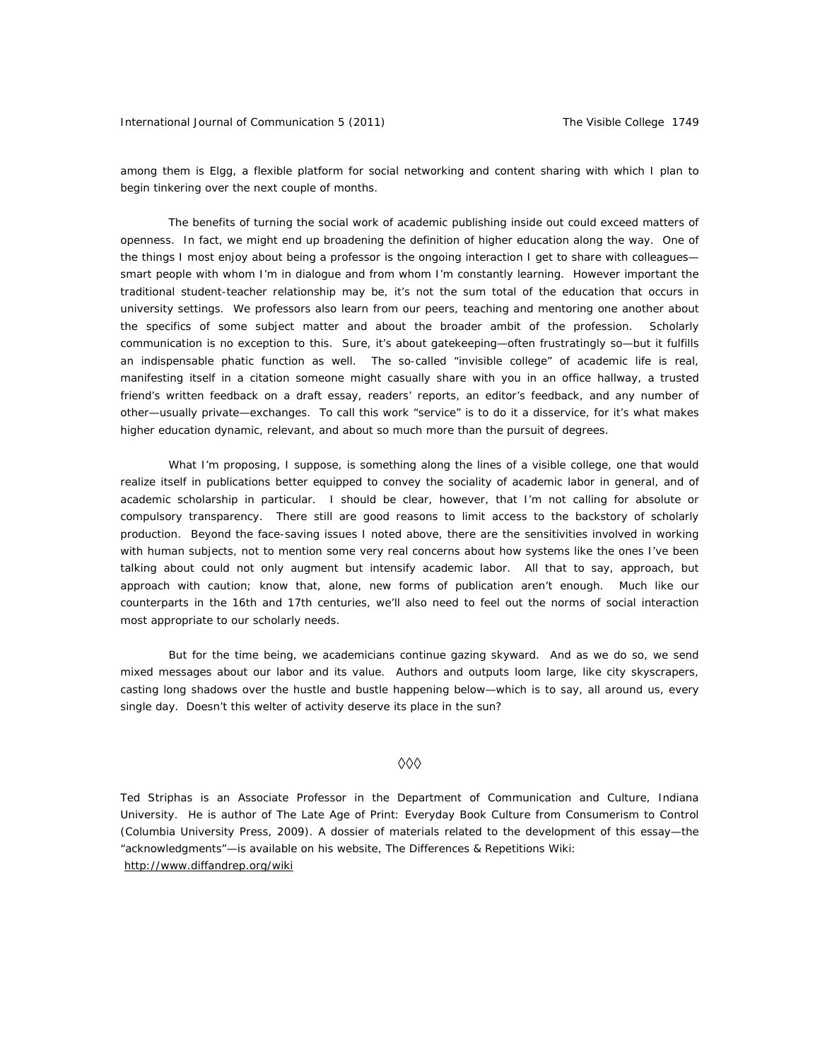among them is Elgg, a flexible platform for social networking and content sharing with which I plan to begin tinkering over the next couple of months.

The benefits of turning the social work of academic publishing inside out could exceed matters of openness. In fact, we might end up broadening the definition of higher education along the way. One of the things I most enjoy about being a professor is the ongoing interaction I get to share with colleagues—smart people with whom I'm in dialogue and from whom I'm constantly learning. However important the traditional student-teacher relationship may be, it's not the sum total of the education that occurs in university settings. We professors also learn from our peers, teaching and mentoring one another about the specifics of some subject matter and about the broader ambit of the profession. Scholarly communication is no exception to this. Sure, it's about gatekeeping—often frustratingly so—but it fulfills an indispensable phatic function as well. The so-called "invisible college" of academic life is real, manifesting itself in a citation someone might casually share with you in an office hallway, a trusted friend's written feedback on a draft essay, readers' reports, an editor's feedback, and any number of other—usually private—exchanges. To call this work "service" is to do it a disservice, for it's what makes higher education dynamic, relevant, and about so much more than the pursuit of degrees.

What I'm proposing, I suppose, is something along the lines of a visible college, one that would realize itself in publications better equipped to convey the sociality of academic labor in general, and of academic scholarship in particular. I should be clear, however, that I'm not calling for absolute or compulsory transparency. There still are good reasons to limit access to the backstory of scholarly production. Beyond the face-saving issues I noted above, there are the sensitivities involved in working with human subjects, not to mention some very real concerns about how systems like the ones I've been talking about could not only augment but intensify academic labor. All that to say, approach, but approach with caution; know that, alone, new forms of publication aren't enough. Much like our counterparts in the 16th and 17th centuries, we'll also need to feel out the norms of social interaction most appropriate to our scholarly needs.

But for the time being, we academicians continue gazing skyward. And as we do so, we send mixed messages about our labor and its value. Authors and outputs loom large, like city skyscrapers, casting long shadows over the hustle and bustle happening below—which is to say, all around us, every single day. Doesn't this welter of activity deserve its place in the sun?

◊◊◊

Ted Striphas is an Associate Professor in the Department of Communication and Culture, Indiana University. He is author of The Late Age of Print: Everyday Book Culture from Consumerism to Control (Columbia University Press, 2009). A dossier of materials related to the development of this essay—the "acknowledgments"—is available on his website, The Differences & Repetitions Wiki: http://www.diffandrep.org/wiki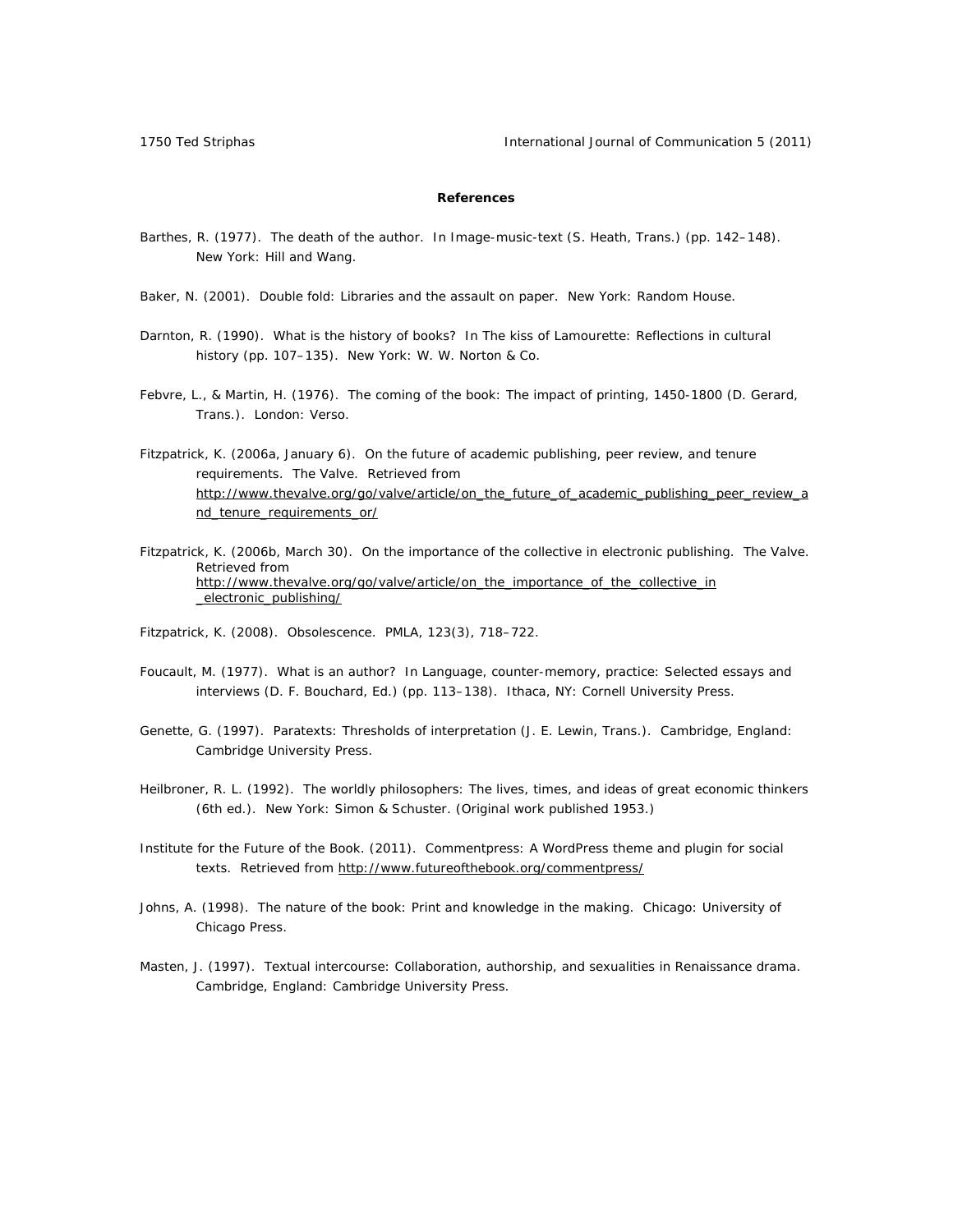**References**

Barthes, R. (1977). The death of the author. In Image-music-text (S. Heath, Trans.) (pp. 142–148). New York: Hill and Wang.

Baker, N. (2001). Double fold: Libraries and the assault on paper. New York: Random House.

Darnton, R. (1990). What is the history of books? In The kiss of Lamourette: Reflections in cultural history (pp. 107–135). New York: W. W. Norton & Co.

Febvre, L., & Martin, H. (1976). The coming of the book: The impact of printing, 1450-1800 (D. Gerard, Trans.). London: Verso.

Fitzpatrick, K. (2006a, January 6). On the future of academic publishing, peer review, and tenure requirements. The Valve. Retrieved from http://www.thevalve.org/go/valve/article/on_the_future_of_academic_publishing_peer_review_and_tenure_requirements_or/

Fitzpatrick, K. (2006b, March 30). On the importance of the collective in electronic publishing. The Valve. Retrieved from http://www.thevalve.org/go/valve/article/on_the_importance_of_the_collective_in_electronic_publishing/

Fitzpatrick, K. (2008). Obsolescence. PMLA, 123(3), 718–722.

Foucault, M. (1977). What is an author? In Language, counter-memory, practice: Selected essays and interviews (D. F. Bouchard, Ed.) (pp. 113–138). Ithaca, NY: Cornell University Press.

Genette, G. (1997). Paratexts: Thresholds of interpretation (J. E. Lewin, Trans.). Cambridge, England: Cambridge University Press.

Heilbroner, R. L. (1992). The worldly philosophers: The lives, times, and ideas of great economic thinkers (6th ed.). New York: Simon & Schuster. (Original work published 1953.)

Institute for the Future of the Book. (2011). Commentpress: A WordPress theme and plugin for social texts. Retrieved from http://www.futureofthebook.org/commentpress/

Johns, A. (1998). The nature of the book: Print and knowledge in the making. Chicago: University of Chicago Press.

Masten, J. (1997). Textual intercourse: Collaboration, authorship, and sexualities in Renaissance drama. Cambridge, England: Cambridge University Press.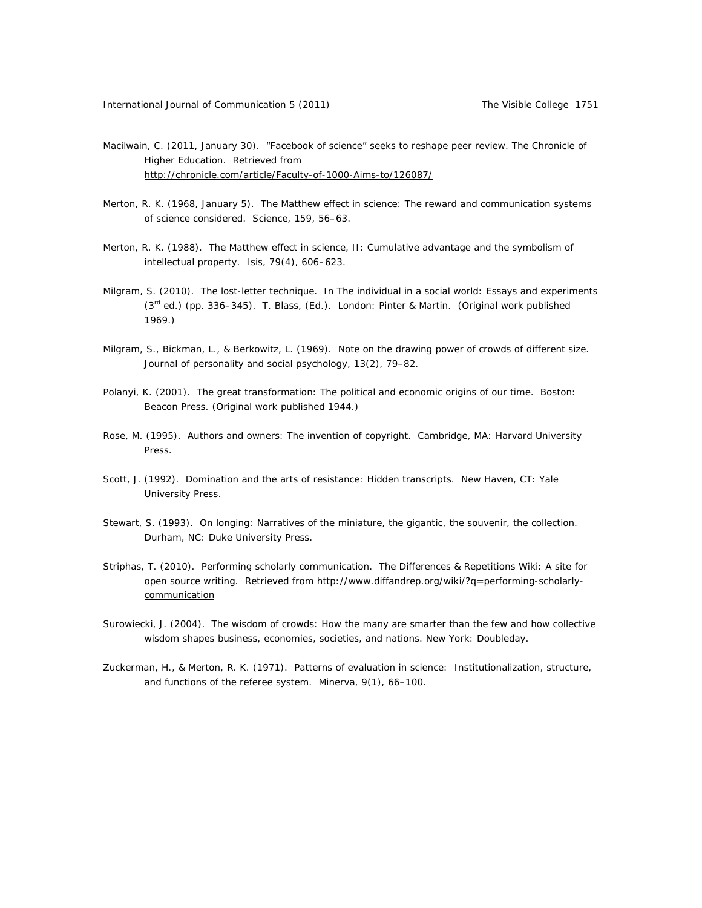Macilwain, C. (2011, January 30). "Facebook of science" seeks to reshape peer review. The Chronicle of Higher Education. Retrieved from http://chronicle.com/article/Faculty-of-1000-Aims-to/126087/

Merton, R. K. (1968, January 5). The Matthew effect in science: The reward and communication systems of science considered. Science, 159, 56–63.

Merton, R. K. (1988). The Matthew effect in science, II: Cumulative advantage and the symbolism of intellectual property. Isis, 79(4), 606–623.

Milgram, S. (2010). The lost-letter technique. In The individual in a social world: Essays and experiments (3rd ed.) (pp. 336–345). T. Blass, (Ed.). London: Pinter & Martin. (Original work published 1969.)

Milgram, S., Bickman, L., & Berkowitz, L. (1969). Note on the drawing power of crowds of different size. Journal of personality and social psychology, 13(2), 79–82.

Polanyi, K. (2001). The great transformation: The political and economic origins of our time. Boston: Beacon Press. (Original work published 1944.)

Rose, M. (1995). Authors and owners: The invention of copyright. Cambridge, MA: Harvard University Press.

Scott, J. (1992). Domination and the arts of resistance: Hidden transcripts. New Haven, CT: Yale University Press.

Stewart, S. (1993). On longing: Narratives of the miniature, the gigantic, the souvenir, the collection. Durham, NC: Duke University Press.

Striphas, T. (2010). Performing scholarly communication. The Differences & Repetitions Wiki: A site for open source writing. Retrieved from http://www.diffandrep.org/wiki/?q=performing-scholarly-communication

Surowiecki, J. (2004). The wisdom of crowds: How the many are smarter than the few and how collective wisdom shapes business, economies, societies, and nations. New York: Doubleday.

Zuckerman, H., & Merton, R. K. (1971). Patterns of evaluation in science: Institutionalization, structure, and functions of the referee system. Minerva, 9(1), 66–100.